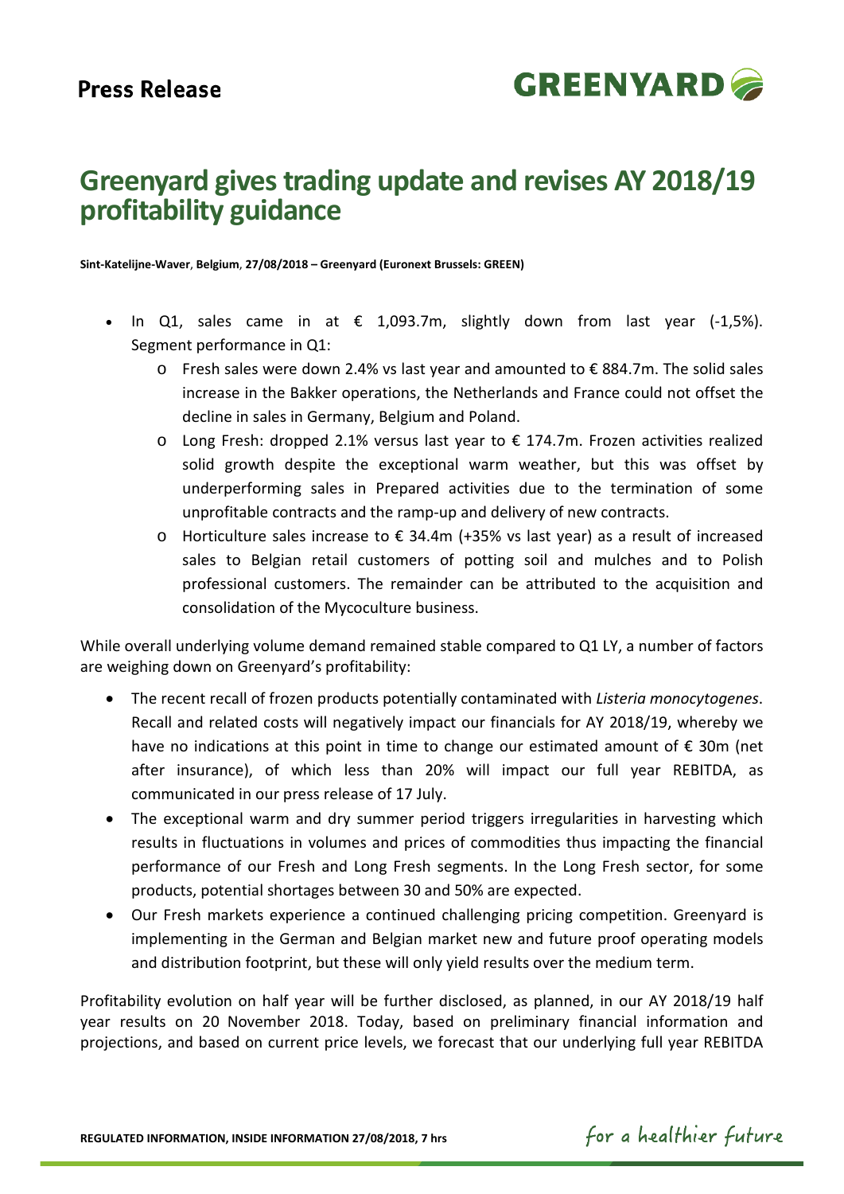Press Release

# Greenyard gives trading update and revises AY 2018/19 profitability guidance

**Sint-Katelijne-Waver, Belgium, 27/08/2018 – Greenyard (Euronext Brussels: GREEN)**

- In Q1, sales came in at € 1,093.7m, slightly down from last year (-1,5%). Segment performance in Q1:
  - Fresh sales were down 2.4% vs last year and amounted to € 884.7m. The solid sales increase in the Bakker operations, the Netherlands and France could not offset the decline in sales in Germany, Belgium and Poland.
  - Long Fresh: dropped 2.1% versus last year to € 174.7m. Frozen activities realized solid growth despite the exceptional warm weather, but this was offset by underperforming sales in Prepared activities due to the termination of some unprofitable contracts and the ramp-up and delivery of new contracts.
  - Horticulture sales increase to € 34.4m (+35% vs last year) as a result of increased sales to Belgian retail customers of potting soil and mulches and to Polish professional customers. The remainder can be attributed to the acquisition and consolidation of the Mycoculture business.

While overall underlying volume demand remained stable compared to Q1 LY, a number of factors are weighing down on Greenyard's profitability:

- The recent recall of frozen products potentially contaminated with *Listeria monocytogenes*. Recall and related costs will negatively impact our financials for AY 2018/19, whereby we have no indications at this point in time to change our estimated amount of € 30m (net after insurance), of which less than 20% will impact our full year REBITDA, as communicated in our press release of 17 July.
- The exceptional warm and dry summer period triggers irregularities in harvesting which results in fluctuations in volumes and prices of commodities thus impacting the financial performance of our Fresh and Long Fresh segments. In the Long Fresh sector, for some products, potential shortages between 30 and 50% are expected.
- Our Fresh markets experience a continued challenging pricing competition. Greenyard is implementing in the German and Belgian market new and future proof operating models and distribution footprint, but these will only yield results over the medium term.

Profitability evolution on half year will be further disclosed, as planned, in our AY 2018/19 half year results on 20 November 2018. Today, based on preliminary financial information and projections, and based on current price levels, we forecast that our underlying full year REBITDA

**REGULATED INFORMATION, INSIDE INFORMATION 27/08/2018, 7 hrs**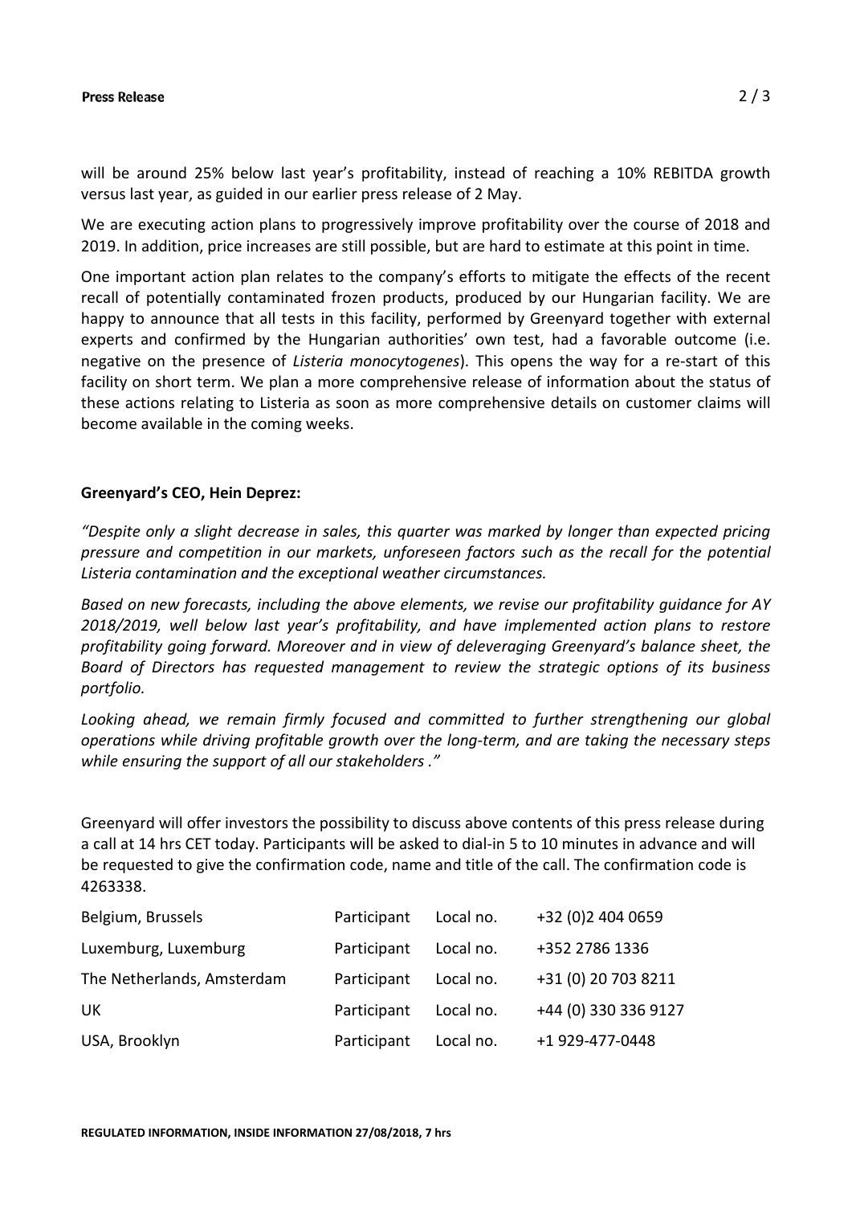will be around 25% below last year's profitability, instead of reaching a 10% REBITDA growth versus last year, as guided in our earlier press release of 2 May.

We are executing action plans to progressively improve profitability over the course of 2018 and 2019. In addition, price increases are still possible, but are hard to estimate at this point in time.

One important action plan relates to the company's efforts to mitigate the effects of the recent recall of potentially contaminated frozen products, produced by our Hungarian facility. We are happy to announce that all tests in this facility, performed by Greenyard together with external experts and confirmed by the Hungarian authorities' own test, had a favorable outcome (i.e. negative on the presence of *Listeria monocytogenes*). This opens the way for a re-start of this facility on short term. We plan a more comprehensive release of information about the status of these actions relating to Listeria as soon as more comprehensive details on customer claims will become available in the coming weeks.

**Greenyard's CEO, Hein Deprez:**

*"Despite only a slight decrease in sales, this quarter was marked by longer than expected pricing pressure and competition in our markets, unforeseen factors such as the recall for the potential Listeria contamination and the exceptional weather circumstances.*

*Based on new forecasts, including the above elements, we revise our profitability guidance for AY 2018/2019, well below last year's profitability, and have implemented action plans to restore profitability going forward. Moreover and in view of deleveraging Greenyard's balance sheet, the Board of Directors has requested management to review the strategic options of its business portfolio.*

*Looking ahead, we remain firmly focused and committed to further strengthening our global operations while driving profitable growth over the long-term, and are taking the necessary steps while ensuring the support of all our stakeholders ."*

Greenyard will offer investors the possibility to discuss above contents of this press release during a call at 14 hrs CET today. Participants will be asked to dial-in 5 to 10 minutes in advance and will be requested to give the confirmation code, name and title of the call. The confirmation code is 4263338.

| | | | |
|---|---|---|---|
| Belgium, Brussels | Participant | Local no. | +32 (0)2 404 0659 |
| Luxemburg, Luxemburg | Participant | Local no. | +352 2786 1336 |
| The Netherlands, Amsterdam | Participant | Local no. | +31 (0) 20 703 8211 |
| UK | Participant | Local no. | +44 (0) 330 336 9127 |
| USA, Brooklyn | Participant | Local no. | +1 929-477-0448 |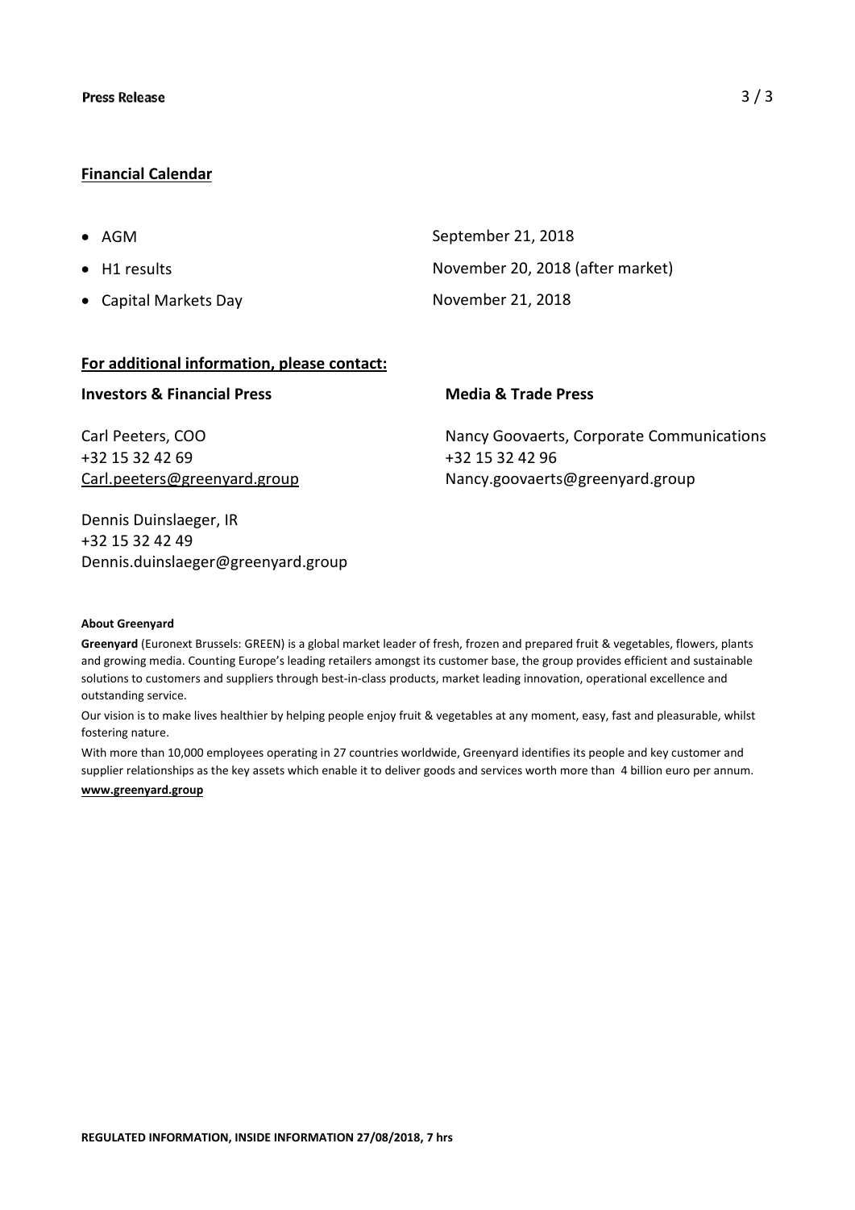## Financial Calendar

- AGM September 21, 2018
- H1 results November 20, 2018 (after market)
- Capital Markets Day November 21, 2018

## For additional information, please contact:

**Investors & Financial Press**

Carl Peeters, COO
+32 15 32 42 69
Carl.peeters@greenyard.group

Dennis Duinslaeger, IR
+32 15 32 42 49
Dennis.duinslaeger@greenyard.group

**Media & Trade Press**

Nancy Goovaerts, Corporate Communications
+32 15 32 42 96
Nancy.goovaerts@greenyard.group

**About Greenyard**

**Greenyard** (Euronext Brussels: GREEN) is a global market leader of fresh, frozen and prepared fruit & vegetables, flowers, plants and growing media. Counting Europe's leading retailers amongst its customer base, the group provides efficient and sustainable solutions to customers and suppliers through best-in-class products, market leading innovation, operational excellence and outstanding service.

Our vision is to make lives healthier by helping people enjoy fruit & vegetables at any moment, easy, fast and pleasurable, whilst fostering nature.

With more than 10,000 employees operating in 27 countries worldwide, Greenyard identifies its people and key customer and supplier relationships as the key assets which enable it to deliver goods and services worth more than 4 billion euro per annum.

**www.greenyard.group**

**REGULATED INFORMATION, INSIDE INFORMATION 27/08/2018, 7 hrs**